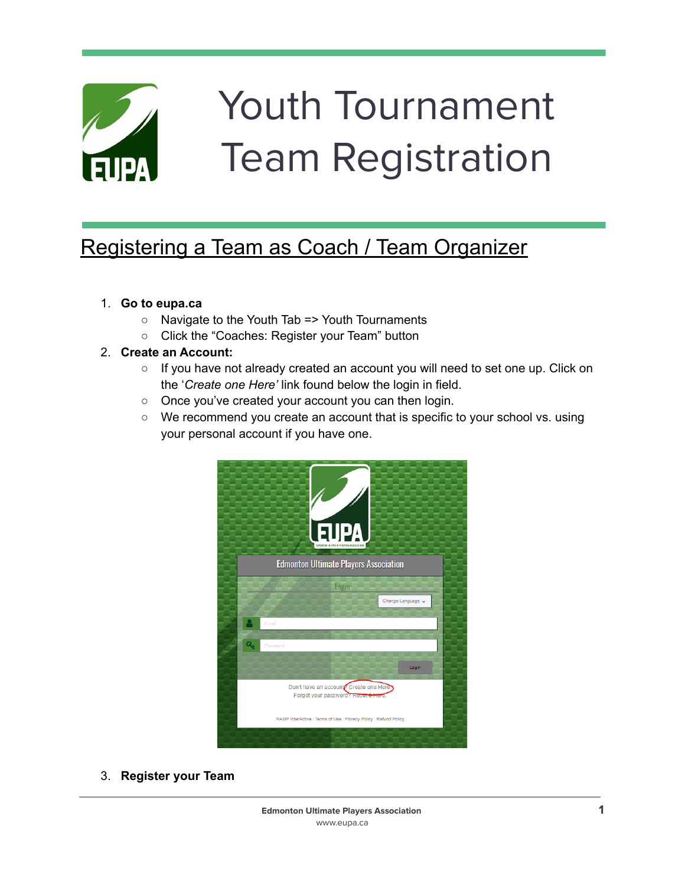# Youth Tournament Team Registration

## Registering a Team as Coach / Team Organizer

1. **Go to eupa.ca**
   - Navigate to the Youth Tab => Youth Tournaments
   - Click the "Coaches: Register your Team" button
2. **Create an Account:**
   - If you have not already created an account you will need to set one up. Click on the '*Create one Here'* link found below the login in field.
   - Once you've created your account you can then login.
   - We recommend you create an account that is specific to your school vs. using your personal account if you have one.
3. **Register your Team**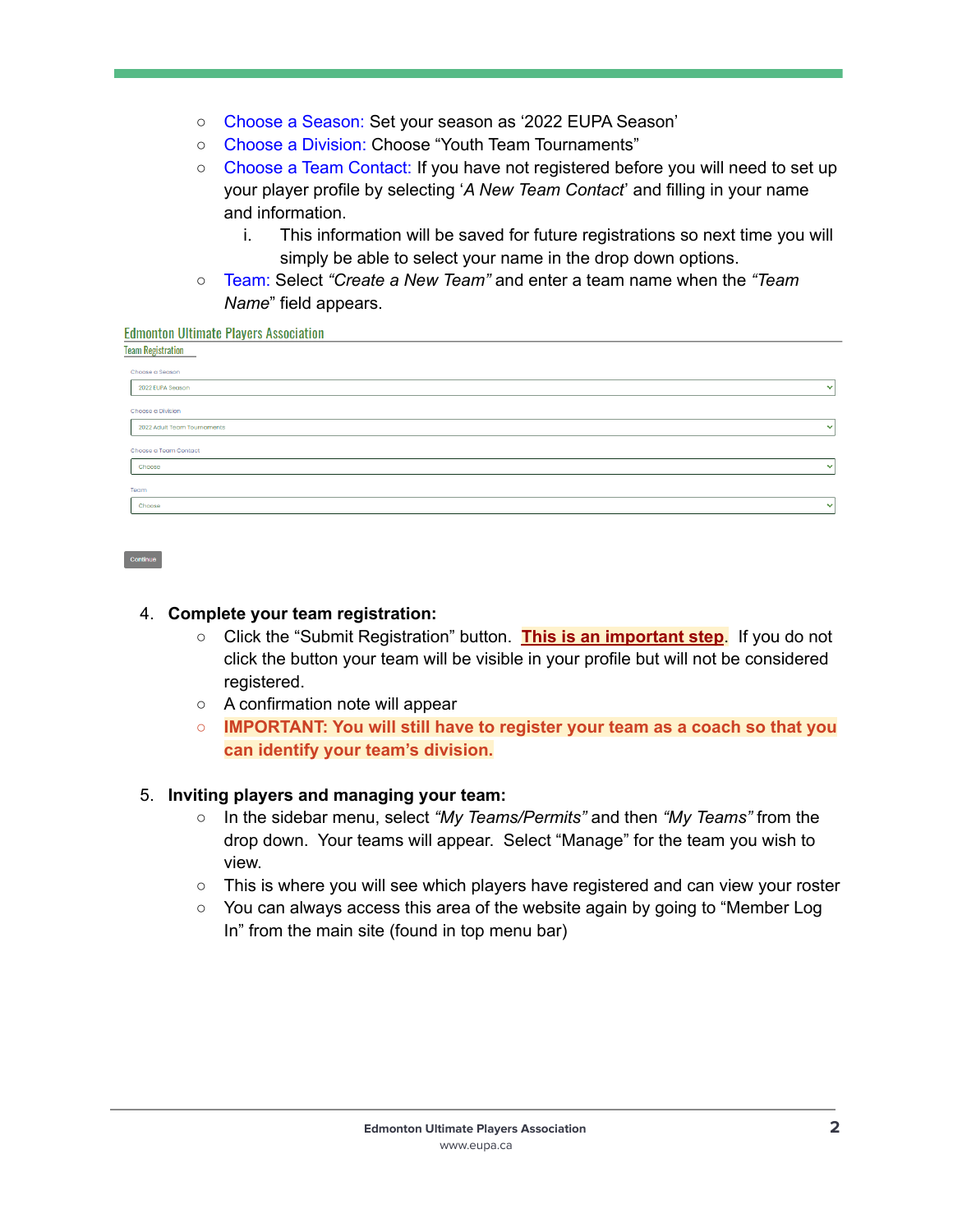- Choose a Season: Set your season as '2022 EUPA Season'
- Choose a Division: Choose "Youth Team Tournaments"
- Choose a Team Contact: If you have not registered before you will need to set up your player profile by selecting '*A New Team Contact*' and filling in your name and information.
    i. This information will be saved for future registrations so next time you will simply be able to select your name in the drop down options.
- Team: Select *"Create a New Team"* and enter a team name when the *"Team Name*" field appears.

Edmonton Ultimate Players Association

Team Registration

Choose a Season

2022 EUPA Season

Choose a Division

2022 Adult Team Tournaments

Choose a Team Contact

Choose

Team

Choose

Continue

4. **Complete your team registration:**
    - Click the "Submit Registration" button. **This is an important step**. If you do not click the button your team will be visible in your profile but will not be considered registered.
    - A confirmation note will appear
    - **IMPORTANT: You will still have to register your team as a coach so that you can identify your team's division.**

5. **Inviting players and managing your team:**
    - In the sidebar menu, select *"My Teams/Permits"* and then *"My Teams"* from the drop down. Your teams will appear. Select "Manage" for the team you wish to view.
    - This is where you will see which players have registered and can view your roster
    - You can always access this area of the website again by going to "Member Log In" from the main site (found in top menu bar)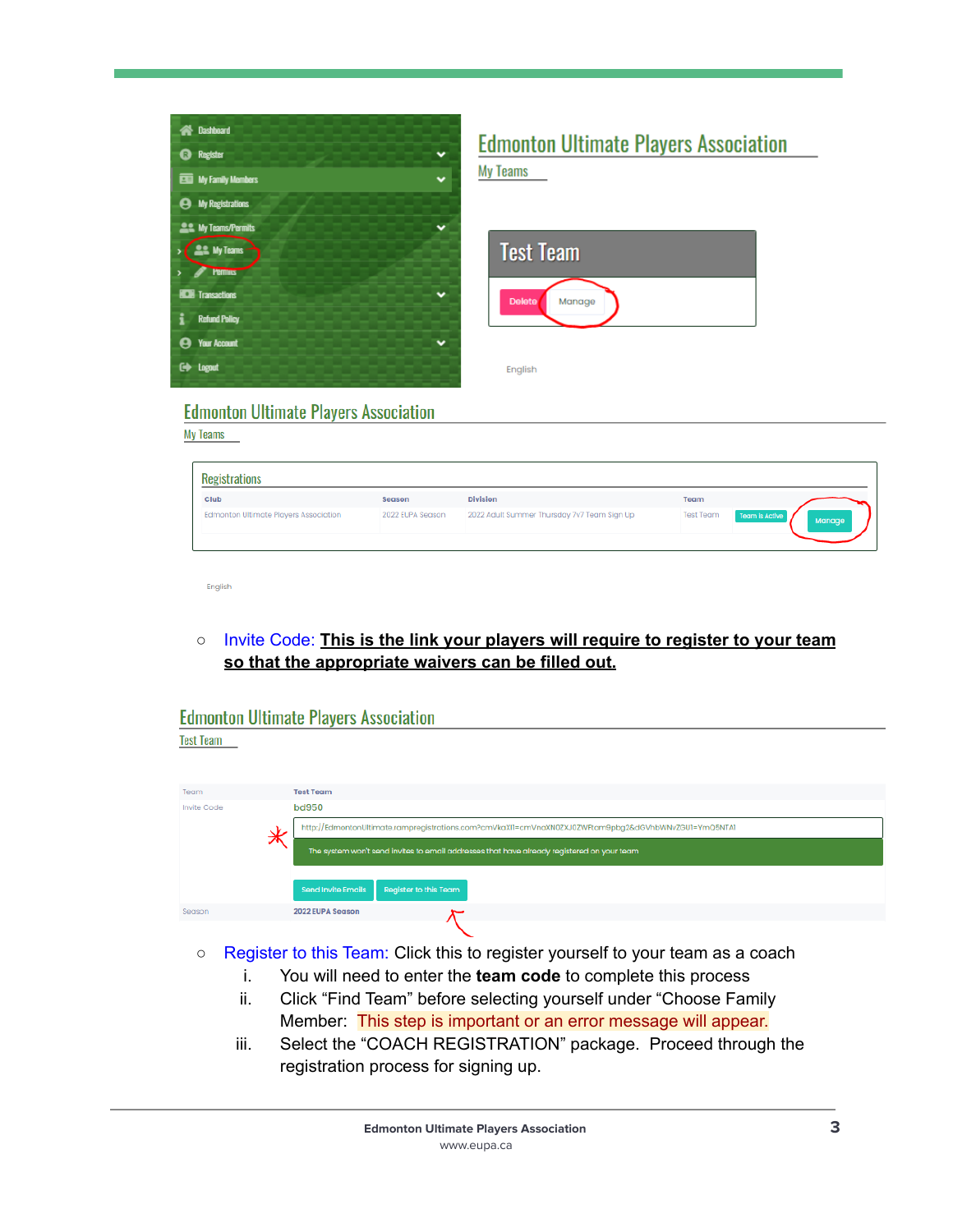- Invite Code: **This is the link your players will require to register to your team so that the appropriate waivers can be filled out.**

- Register to this Team: Click this to register yourself to your team as a coach
    i. You will need to enter the **team code** to complete this process
    ii. Click "Find Team" before selecting yourself under "Choose Family Member: This step is important or an error message will appear.
    iii. Select the "COACH REGISTRATION" package. Proceed through the registration process for signing up.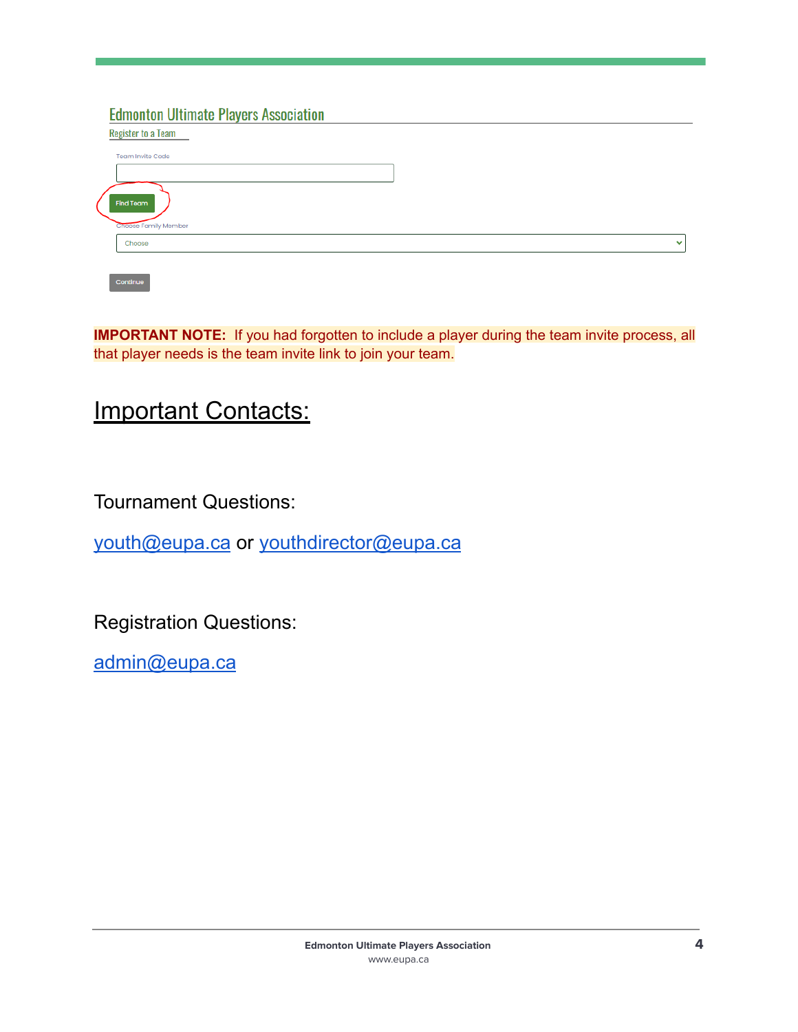Edmonton Ultimate Players Association

Register to a Team

Team Invite Code

Find Team

Choose Family Member

Choose

Continue

**IMPORTANT NOTE:** If you had forgotten to include a player during the team invite process, all that player needs is the team invite link to join your team.

# Important Contacts:

Tournament Questions:

youth@eupa.ca or youthdirector@eupa.ca

Registration Questions:

admin@eupa.ca